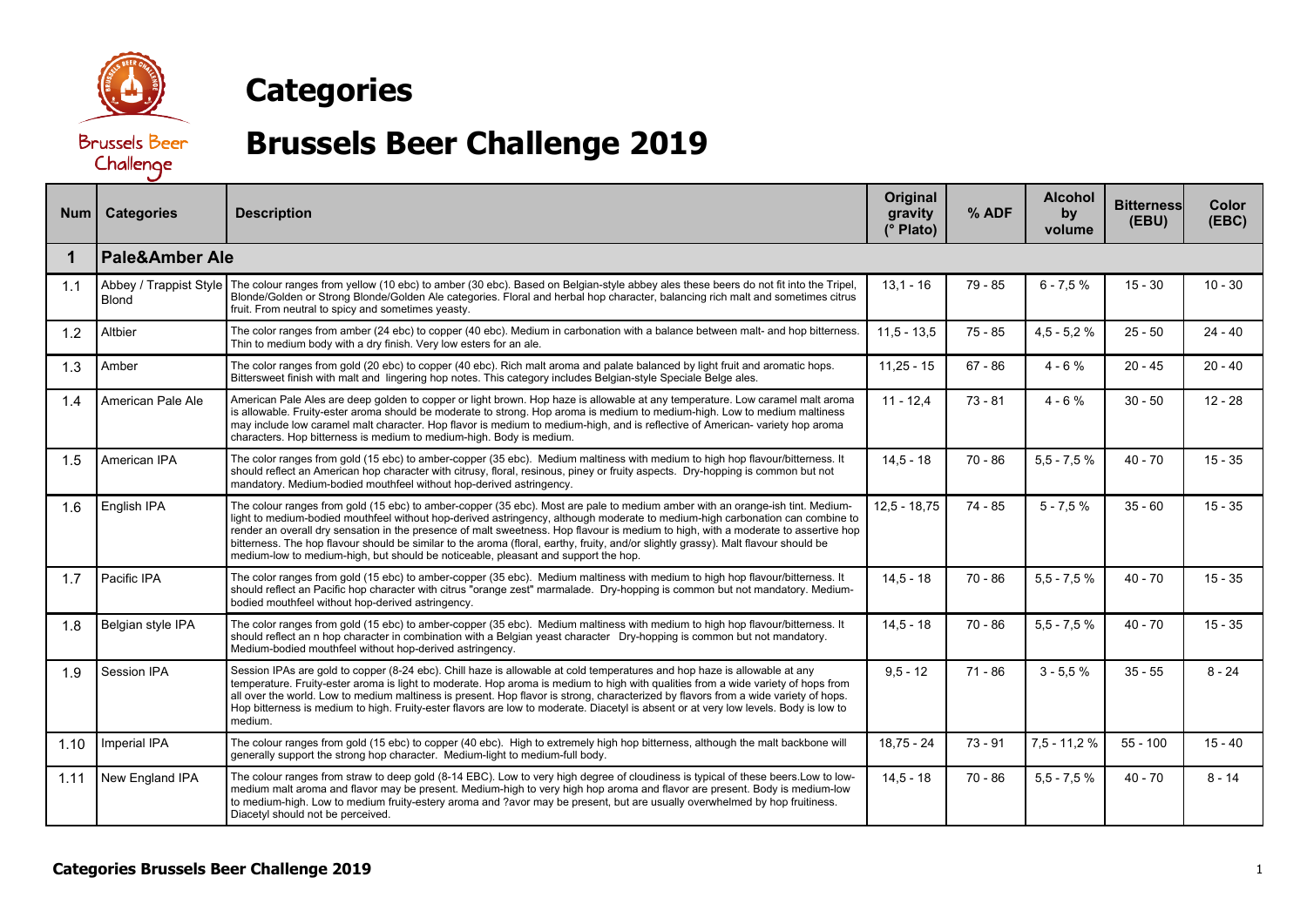# Categories

# Brussels Beer Challenge 2019

| Num | Categories | Description | Original gravity (° Plato) | % ADF | Alcohol by volume | Bitterness (EBU) | Color (EBC) |
|---|---|---|---|---|---|---|---|
| **1** | **Pale&Amber Ale** | | | | | | |
| 1.1 | Abbey / Trappist Style Blond | The colour ranges from yellow (10 ebc) to amber (30 ebc). Based on Belgian-style abbey ales these beers do not fit into the Tripel, Blonde/Golden or Strong Blonde/Golden Ale categories. Floral and herbal hop character, balancing rich malt and sometimes citrus fruit. From neutral to spicy and sometimes yeasty. | 13,1 - 16 | 79 - 85 | 6 - 7,5 % | 15 - 30 | 10 - 30 |
| 1.2 | Altbier | The color ranges from amber (24 ebc) to copper (40 ebc). Medium in carbonation with a balance between malt- and hop bitterness. Thin to medium body with a dry finish. Very low esters for an ale. | 11,5 - 13,5 | 75 - 85 | 4,5 - 5,2 % | 25 - 50 | 24 - 40 |
| 1.3 | Amber | The color ranges from gold (20 ebc) to copper (40 ebc). Rich malt aroma and palate balanced by light fruit and aromatic hops. Bittersweet finish with malt and lingering hop notes. This category includes Belgian-style Speciale Belge ales. | 11,25 - 15 | 67 - 86 | 4 - 6 % | 20 - 45 | 20 - 40 |
| 1.4 | American Pale Ale | American Pale Ales are deep golden to copper or light brown. Hop haze is allowable at any temperature. Low caramel malt aroma is allowable. Fruity-ester aroma should be moderate to strong. Hop aroma is medium to medium-high. Low to medium maltiness may include low caramel malt character. Hop flavor is medium to medium-high, and is reflective of American- variety hop aroma characters. Hop bitterness is medium to medium-high. Body is medium. | 11 - 12,4 | 73 - 81 | 4 - 6 % | 30 - 50 | 12 - 28 |
| 1.5 | American IPA | The color ranges from gold (15 ebc) to amber-copper (35 ebc). Medium maltiness with medium to high hop flavour/bitterness. It should reflect an American hop character with citrussy, floral, resinous, piney or fruity aspects. Dry-hopping is common but not mandatory. Medium-bodied mouthfeel without hop-derived astringency. | 14,5 - 18 | 70 - 86 | 5,5 - 7,5 % | 40 - 70 | 15 - 35 |
| 1.6 | English IPA | The colour ranges from gold (15 ebc) to amber-copper (35 ebc). Most are pale to medium amber with an orange-ish tint. Medium-light to medium-bodied mouthfeel without hop-derived astringency, although moderate to medium-high carbonation can combine to render an overall dry sensation in the presence of malt sweetness. Hop flavour is medium to high, with a moderate to assertive hop bitterness. The hop flavour should be similar to the aroma (floral, earthy, fruity, and/or slightly grassy). Malt flavour should be medium-low to medium-high, but should be noticeable, pleasant and support the hop. | 12,5 - 18,75 | 74 - 85 | 5 - 7,5 % | 35 - 60 | 15 - 35 |
| 1.7 | Pacific IPA | The color ranges from gold (15 ebc) to amber-copper (35 ebc). Medium maltiness with medium to high hop flavour/bitterness. It should reflect an Pacific hop character with citrus "orange zest" marmalade. Dry-hopping is common but not mandatory. Medium-bodied mouthfeel without hop-derived astringency. | 14,5 - 18 | 70 - 86 | 5,5 - 7,5 % | 40 - 70 | 15 - 35 |
| 1.8 | Belgian style IPA | The color ranges from gold (15 ebc) to amber-copper (35 ebc). Medium maltiness with medium to high hop flavour/bitterness. It should reflect an n hop character in combination with a Belgian yeast character Dry-hopping is common but not mandatory. Medium-bodied mouthfeel without hop-derived astringency. | 14,5 - 18 | 70 - 86 | 5,5 - 7,5 % | 40 - 70 | 15 - 35 |
| 1.9 | Session IPA | Session IPAs are gold to copper (8-24 ebc). Chill haze is allowable at cold temperatures and hop haze is allowable at any temperature. Fruity-ester aroma is light to moderate. Hop aroma is medium to high with qualities from a wide variety of hops from all over the world. Low to medium maltiness is present. Hop flavor is strong, characterized by flavors from a wide variety of hops. Hop bitterness is medium to high. Fruity-ester flavors are low to moderate. Diacetyl is absent or at very low levels. Body is low to medium. | 9,5 - 12 | 71 - 86 | 3 - 5,5 % | 35 - 55 | 8 - 24 |
| 1.10 | Imperial IPA | The colour ranges from gold (15 ebc) to copper (40 ebc). High to extremely high hop bitterness, although the malt backbone will generally support the strong hop character. Medium-light to medium-full body. | 18,75 - 24 | 73 - 91 | 7,5 - 11,2 % | 55 - 100 | 15 - 40 |
| 1.11 | New England IPA | The colour ranges from straw to deep gold (8-14 EBC). Low to very high degree of cloudiness is typical of these beers.Low to low-medium malt aroma and flavor may be present. Medium-high to very high hop aroma and flavor are present. Body is medium-low to medium-high. Low to medium fruity-estery aroma and ?avor may be present, but are usually overwhelmed by hop fruitiness. Diacetyl should not be perceived. | 14,5 - 18 | 70 - 86 | 5,5 - 7,5 % | 40 - 70 | 8 - 14 |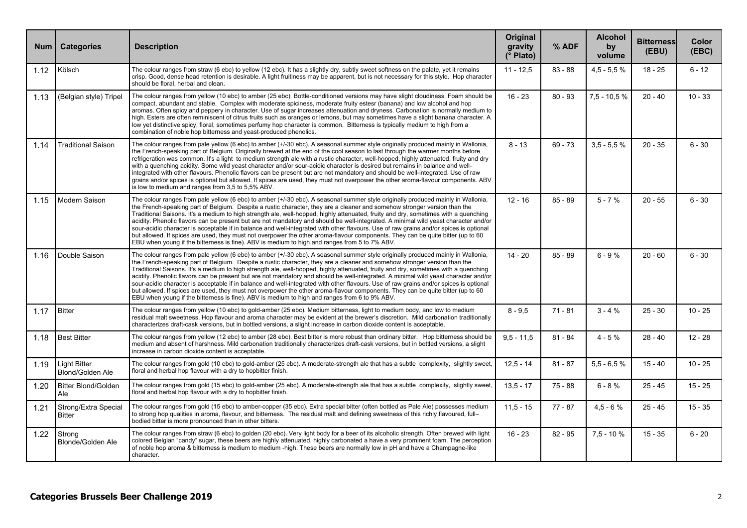| Num | Categories | Description | Original gravity (° Plato) | % ADF | Alcohol by volume | Bitterness (EBU) | Color (EBC) |
|---|---|---|---|---|---|---|---|
| 1.12 | Kölsch | The colour ranges from straw (6 ebc) to yellow (12 ebc). It has a slightly dry, subtly sweet softness on the palate, yet it remains crisp. Good, dense head retention is desirable. A light fruitiness may be apparent, but is not necessary for this style. Hop character should be floral, herbal and clean. | 11 - 12,5 | 83 - 88 | 4,5 - 5,5 % | 18 - 25 | 6 - 12 |
| 1.13 | (Belgian style) Tripel | The colour ranges from yellow (10 ebc) to amber (25 ebc). Bottle-conditioned versions may have slight cloudiness. Foam should be compact, abundant and stable. Complex with moderate spiciness, moderate fruity estesr (banana) and low alcohol and hop aromas. Often spicy and peppery in character. Use of sugar increases attenuation and dryness. Carbonation is normally medium to high. Esters are often reminiscent of citrus fruits such as oranges or lemons, but may sometimes have a slight banana character. A low yet distinctive spicy, floral, sometimes perfumy hop character is common. Bitterness is typically medium to high from a combination of noble hop bitterness and yeast-produced phenolics. | 16 - 23 | 80 - 93 | 7,5 - 10,5 % | 20 - 40 | 10 - 33 |
| 1.14 | Traditional Saison | The colour ranges from pale yellow (6 ebc) to amber (+/-30 ebc). A seasonal summer style originally produced mainly in Wallonia, the French-speaking part of Belgium. Originally brewed at the end of the cool season to last through the warmer months before refrigeration was common. It's a light to medium strength ale with a rustic character, well-hopped, highly attenuated, fruity and dry with a quenching acidity. Some wild yeast character and/or sour-acidic character is desired but remains in balance and well-integrated with other flavours. Phenolic flavors can be present but are not mandatory and should be well-integrated. Use of raw grains and/or spices is optional but allowed. If spices are used, they must not overpower the other aroma-flavour components. ABV is low to medium and ranges from 3,5 to 5,5% ABV. | 8 - 13 | 69 - 73 | 3,5 - 5,5 % | 20 - 35 | 6 - 30 |
| 1.15 | Modern Saison | The colour ranges from pale yellow (6 ebc) to amber (+/-30 ebc). A seasonal summer style originally produced mainly in Wallonia, the French-speaking part of Belgium. Despite a rustic character, they are a cleaner and somehow stronger version than the Traditional Saisons. It's a medium to high strength ale, well-hopped, highly attenuated, fruity and dry, sometimes with a quenching acidity. Phenolic flavors can be present but are not mandatory and should be well-integrated. A minimal wild yeast character and/or sour-acidic character is acceptable if in balance and well-integrated with other flavours. Use of raw grains and/or spices is optional but allowed. If spices are used, they must not overpower the other aroma-flavour components. They can be quite bitter (up to 60 EBU when young if the bitterness is fine). ABV is medium to high and ranges from 5 to 7% ABV. | 12 - 16 | 85 - 89 | 5 - 7 % | 20 - 55 | 6 - 30 |
| 1.16 | Double Saison | The colour ranges from pale yellow (6 ebc) to amber (+/-30 ebc). A seasonal summer style originally produced mainly in Wallonia, the French-speaking part of Belgium. Despite a rustic character, they are a cleaner and somehow stronger version than the Traditional Saisons. It's a medium to high strength ale, well-hopped, highly attenuated, fruity and dry, sometimes with a quenching acidity. Phenolic flavors can be present but are not mandatory and should be well-integrated. A minimal wild yeast character and/or sour-acidic character is acceptable if in balance and well-integrated with other flavours. Use of raw grains and/or spices is optional but allowed. If spices are used, they must not overpower the other aroma-flavour components. They can be quite bitter (up to 60 EBU when young if the bitterness is fine). ABV is medium to high and ranges from 6 to 9% ABV. | 14 - 20 | 85 - 89 | 6 - 9 % | 20 - 60 | 6 - 30 |
| 1.17 | Bitter | The colour ranges from yellow (10 ebc) to gold-amber (25 ebc). Medium bitterness, light to medium body, and low to medium residual malt sweetness. Hop flavour and aroma character may be evident at the brewer's discretion. Mild carbonation traditionally characterizes draft-cask versions, but in bottled versions, a slight increase in carbon dioxide content is acceptable. | 8 - 9,5 | 71 - 81 | 3 - 4 % | 25 - 30 | 10 - 25 |
| 1.18 | Best Bitter | The colour ranges from yellow (12 ebc) to amber (28 ebc). Best bitter is more robust than ordinary bitter. Hop bitterness should be medium and absent of harshness. Mild carbonation traditionally characterizes draft-cask versions, but in bottled versions, a slight increase in carbon dioxide content is acceptable. | 9,5 - 11,5 | 81 - 84 | 4 - 5 % | 28 - 40 | 12 - 28 |
| 1.19 | Light Bitter Blond/Golden Ale | The colour ranges from gold (10 ebc) to gold-amber (25 ebc). A moderate-strength ale that has a subtle complexity, slightly sweet, floral and herbal hop flavour with a dry to hopbitter finish. | 12,5 - 14 | 81 - 87 | 5,5 - 6,5 % | 15 - 40 | 10 - 25 |
| 1.20 | Bitter Blond/Golden Ale | The colour ranges from gold (15 ebc) to gold-amber (25 ebc). A moderate-strength ale that has a subtle complexity, slightly sweet, floral and herbal hop flavour with a dry to hopbitter finish. | 13,5 - 17 | 75 - 88 | 6 - 8 % | 25 - 45 | 15 - 25 |
| 1.21 | Strong/Extra Special Bitter | The colour ranges from gold (15 ebc) to amber-copper (35 ebc). Extra special bitter (often bottled as Pale Ale) possesses medium to strong hop qualities in aroma, flavour, and bitterness. The residual malt and defining sweetness of this richly flavoured, full–bodied bitter is more pronounced than in other bitters. | 11,5 - 15 | 77 - 87 | 4,5 - 6 % | 25 - 45 | 15 - 35 |
| 1.22 | Strong Blonde/Golden Ale | The colour ranges from straw (6 ebc) to golden (20 ebc). Very light body for a beer of its alcoholic strength. Often brewed with light colored Belgian "candy" sugar, these beers are highly attenuated, highly carbonated a have a very prominent foam. The perception of noble hop aroma & bitterness is medium to medium -high. These beers are normally low in pH and have a Champagne-like character. | 16 - 23 | 82 - 95 | 7,5 - 10 % | 15 - 35 | 6 - 20 |

**Categories Brussels Beer Challenge 2019**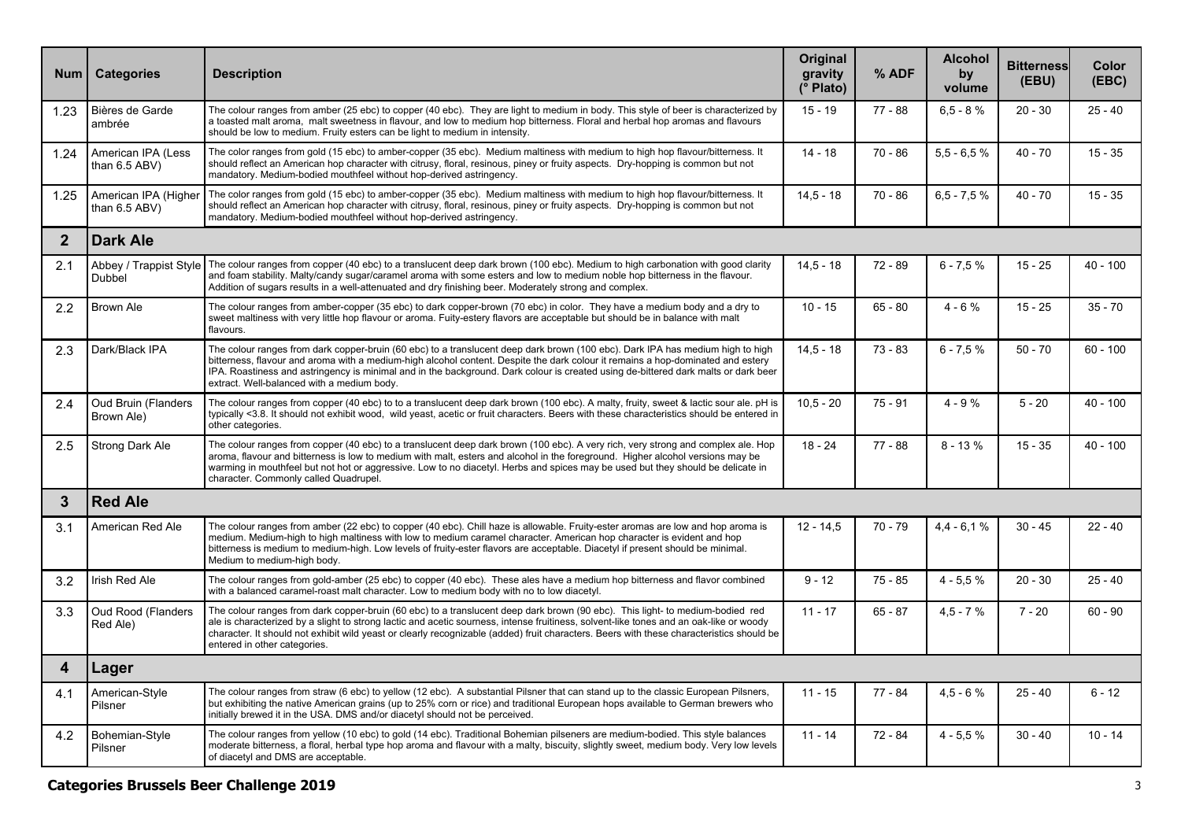| Num | Categories | Description | Original gravity (° Plato) | % ADF | Alcohol by volume | Bitterness (EBU) | Color (EBC) |
|---|---|---|---|---|---|---|---|
| 1.23 | Bières de Garde ambrée | The colour ranges from amber (25 ebc) to copper (40 ebc). They are light to medium in body. This style of beer is characterized by a toasted malt aroma, malt sweetness in flavour, and low to medium hop bitterness. Floral and herbal hop aromas and flavours should be low to medium. Fruity esters can be light to medium in intensity. | 15 - 19 | 77 - 88 | 6,5 - 8 % | 20 - 30 | 25 - 40 |
| 1.24 | American IPA (Less than 6.5 ABV) | The color ranges from gold (15 ebc) to amber-copper (35 ebc). Medium maltiness with medium to high hop flavour/bitterness. It should reflect an American hop character with citrusy, floral, resinous, piney or fruity aspects. Dry-hopping is common but not mandatory. Medium-bodied mouthfeel without hop-derived astringency. | 14 - 18 | 70 - 86 | 5,5 - 6,5 % | 40 - 70 | 15 - 35 |
| 1.25 | American IPA (Higher than 6.5 ABV) | The color ranges from gold (15 ebc) to amber-copper (35 ebc). Medium maltiness with medium to high hop flavour/bitterness. It should reflect an American hop character with citrusy, floral, resinous, piney or fruity aspects. Dry-hopping is common but not mandatory. Medium-bodied mouthfeel without hop-derived astringency. | 14,5 - 18 | 70 - 86 | 6,5 - 7,5 % | 40 - 70 | 15 - 35 |
| **2** | **Dark Ale** | | | | | | |
| 2.1 | Abbey / Trappist Style Dubbel | The colour ranges from copper (40 ebc) to a translucent deep dark brown (100 ebc). Medium to high carbonation with good clarity and foam stability. Malty/candy sugar/caramel aroma with some esters and low to medium noble hop bitterness in the flavour. Addition of sugars results in a well-attenuated and dry finishing beer. Moderately strong and complex. | 14,5 - 18 | 72 - 89 | 6 - 7,5 % | 15 - 25 | 40 - 100 |
| 2.2 | Brown Ale | The colour ranges from amber-copper (35 ebc) to dark copper-brown (70 ebc) in color. They have a medium body and a dry to sweet maltiness with very little hop flavour or aroma. Fuity-estery flavors are acceptable but should be in balance with malt flavours. | 10 - 15 | 65 - 80 | 4 - 6 % | 15 - 25 | 35 - 70 |
| 2.3 | Dark/Black IPA | The colour ranges from dark copper-bruin (60 ebc) to a translucent deep dark brown (100 ebc). Dark IPA has medium high to high bitterness, flavour and aroma with a medium-high alcohol content. Despite the dark colour it remains a hop-dominated and estery IPA. Roastiness and astringency is minimal and in the background. Dark colour is created using de-bittered dark malts or dark beer extract. Well-balanced with a medium body. | 14,5 - 18 | 73 - 83 | 6 - 7,5 % | 50 - 70 | 60 - 100 |
| 2.4 | Oud Bruin (Flanders Brown Ale) | The colour ranges from copper (40 ebc) to to a translucent deep dark brown (100 ebc). A malty, fruity, sweet & lactic sour ale. pH is typically <3.8. It should not exhibit wood, wild yeast, acetic or fruit characters. Beers with these characteristics should be entered in other categories. | 10,5 - 20 | 75 - 91 | 4 - 9 % | 5 - 20 | 40 - 100 |
| 2.5 | Strong Dark Ale | The colour ranges from copper (40 ebc) to a translucent deep dark brown (100 ebc). A very rich, very strong and complex ale. Hop aroma, flavour and bitterness is low to medium with malt, esters and alcohol in the foreground. Higher alcohol versions may be warming in mouthfeel but not hot or aggressive. Low to no diacetyl. Herbs and spices may be used but they should be delicate in character. Commonly called Quadrupel. | 18 - 24 | 77 - 88 | 8 - 13 % | 15 - 35 | 40 - 100 |
| **3** | **Red Ale** | | | | | | |
| 3.1 | American Red Ale | The colour ranges from amber (22 ebc) to copper (40 ebc). Chill haze is allowable. Fruity-ester aromas are low and hop aroma is medium. Medium-high to high maltiness with low to medium caramel character. American hop character is evident and hop bitterness is medium to medium-high. Low levels of fruity-ester flavors are acceptable. Diacetyl if present should be minimal. Medium to medium-high body. | 12 - 14,5 | 70 - 79 | 4,4 - 6,1 % | 30 - 45 | 22 - 40 |
| 3.2 | Irish Red Ale | The colour ranges from gold-amber (25 ebc) to copper (40 ebc). These ales have a medium hop bitterness and flavor combined with a balanced caramel-roast malt character. Low to medium body with no to low diacetyl. | 9 - 12 | 75 - 85 | 4 - 5,5 % | 20 - 30 | 25 - 40 |
| 3.3 | Oud Rood (Flanders Red Ale) | The colour ranges from dark copper-bruin (60 ebc) to a translucent deep dark brown (90 ebc). This light- to medium-bodied red ale is characterized by a slight to strong lactic and acetic sourness, intense fruitiness, solvent-like tones and an oak-like or woody character. It should not exhibit wild yeast or clearly recognizable (added) fruit characters. Beers with these characteristics should be entered in other categories. | 11 - 17 | 65 - 87 | 4,5 - 7 % | 7 - 20 | 60 - 90 |
| **4** | **Lager** | | | | | | |
| 4.1 | American-Style Pilsner | The colour ranges from straw (6 ebc) to yellow (12 ebc). A substantial Pilsner that can stand up to the classic European Pilsners, but exhibiting the native American grains (up to 25% corn or rice) and traditional European hops available to German brewers who initially brewed it in the USA. DMS and/or diacetyl should not be perceived. | 11 - 15 | 77 - 84 | 4,5 - 6 % | 25 - 40 | 6 - 12 |
| 4.2 | Bohemian-Style Pilsner | The colour ranges from yellow (10 ebc) to gold (14 ebc). Traditional Bohemian pilseners are medium-bodied. This style balances moderate bitterness, a floral, herbal type hop aroma and flavour with a malty, biscuity, slightly sweet, medium body. Very low levels of diacetyl and DMS are acceptable. | 11 - 14 | 72 - 84 | 4 - 5,5 % | 30 - 40 | 10 - 14 |

**Categories Brussels Beer Challenge 2019**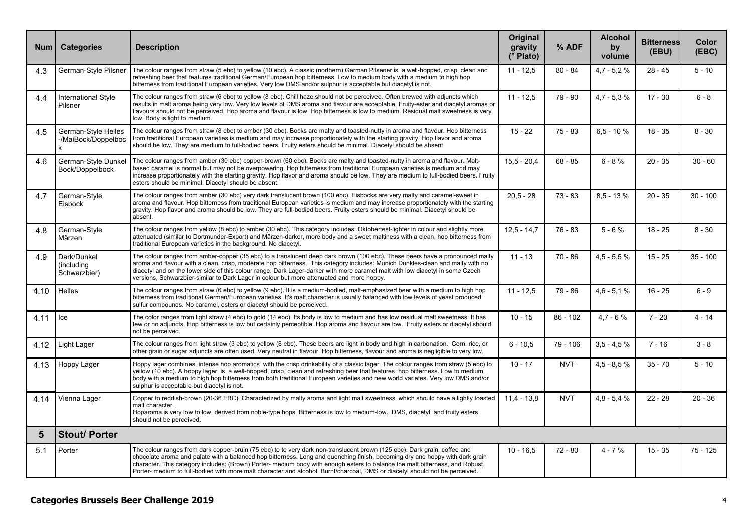| Num | Categories | Description | Original gravity (° Plato) | % ADF | Alcohol by volume | Bitterness (EBU) | Color (EBC) |
|---|---|---|---|---|---|---|---|
| 4.3 | German-Style Pilsner | The colour ranges from straw (5 ebc) to yellow (10 ebc). A classic (northern) German Pilsener is a well-hopped, crisp, clean and refreshing beer that features traditional German/European hop bitterness. Low to medium body with a medium to high hop bitterness from traditional European varieties. Very low DMS and/or sulphur is acceptable but diacetyl is not. | 11 - 12,5 | 80 - 84 | 4,7 - 5,2 % | 28 - 45 | 5 - 10 |
| 4.4 | International Style Pilsner | The colour ranges from straw (6 ebc) to yellow (8 ebc). Chill haze should not be perceived. Often brewed with adjuncts which results in malt aroma being very low. Very low levels of DMS aroma and flavour are acceptable. Fruity-ester and diacetyl aromas or flavours should not be perceived. Hop aroma and flavour is low. Hop bitterness is low to medium. Residual malt sweetness is very low. Body is light to medium. | 11 - 12,5 | 79 - 90 | 4,7 - 5,3 % | 17 - 30 | 6 - 8 |
| 4.5 | German-Style Helles -/MaiBock/Doppelbock | The colour ranges from straw (8 ebc) to amber (30 ebc). Bocks are malty and toasted-nutty in aroma and flavour. Hop bitterness from traditional European varieties is medium and may increase proportionately with the starting gravity. Hop flavor and aroma should be low. They are medium to full-bodied beers. Fruity esters should be minimal. Diacetyl should be absent. | 15 - 22 | 75 - 83 | 6,5 - 10 % | 18 - 35 | 8 - 30 |
| 4.6 | German-Style Dunkel Bock/Doppelbock | The colour ranges from amber (30 ebc) copper-brown (60 ebc). Bocks are malty and toasted-nutty in aroma and flavour. Malt-based caramel is normal but may not be overpowering. Hop bitterness from traditional European varieties is medium and may increase proportionately with the starting gravity. Hop flavor and aroma should be low. They are medium to full-bodied beers. Fruity esters should be minimal. Diacetyl should be absent. | 15,5 - 20,4 | 68 - 85 | 6 - 8 % | 20 - 35 | 30 - 60 |
| 4.7 | German-Style Eisbock | The colour ranges from amber (30 ebc) very dark translucent brown (100 ebc). Eisbocks are very malty and caramel-sweet in aroma and flavour. Hop bitterness from traditional European varieties is medium and may increase proportionately with the starting gravity. Hop flavor and aroma should be low. They are full-bodied beers. Fruity esters should be minimal. Diacetyl should be absent. | 20,5 - 28 | 73 - 83 | 8,5 - 13 % | 20 - 35 | 30 - 100 |
| 4.8 | German-Style Märzen | The colour ranges from yellow (8 ebc) to amber (30 ebc). This category includes: Oktoberfest-lighter in colour and slightly more attenuated (similar to Dortmunder-Export) and Märzen-darker, more body and a sweet maltiness with a clean, hop bitterness from traditional European varieties in the background. No diacetyl. | 12,5 - 14,7 | 76 - 83 | 5 - 6 % | 18 - 25 | 8 - 30 |
| 4.9 | Dark/Dunkel (including Schwarzbier) | The colour ranges from amber-copper (35 ebc) to a translucent deep dark brown (100 ebc). These beers have a pronounced malty aroma and flavour with a clean, crisp, moderate hop bitterness. This category includes: Munich Dunkles-clean and malty with no diacetyl and on the lower side of this colour range, Dark Lager-darker with more caramel malt with low diacetyl in some Czech versions, Schwarzbier-similar to Dark Lager in colour but more attenuated and more hoppy. | 11 - 13 | 70 - 86 | 4,5 - 5,5 % | 15 - 25 | 35 - 100 |
| 4.10 | Helles | The colour ranges from straw (6 ebc) to yellow (9 ebc). It is a medium-bodied, malt-emphasized beer with a medium to high hop bitterness from traditional German/European varieties. It's malt character is usually balanced with low levels of yeast produced sulfur compounds. No caramel, esters or diacetyl should be perceived. | 11 - 12,5 | 79 - 86 | 4,6 - 5,1 % | 16 - 25 | 6 - 9 |
| 4.11 | Ice | The color ranges from light straw (4 ebc) to gold (14 ebc). Its body is low to medium and has low residual malt sweetness. It has few or no adjuncts. Hop bitterness is low but certainly perceptible. Hop aroma and flavour are low. Fruity esters or diacetyl should not be perceived. | 10 - 15 | 86 - 102 | 4,7 - 6 % | 7 - 20 | 4 - 14 |
| 4.12 | Light Lager | The colour ranges from light straw (3 ebc) to yellow (8 ebc). These beers are light in body and high in carbonation. Corn, rice, or other grain or sugar adjuncts are often used. Very neutral in flavour. Hop bitterness, flavour and aroma is negligible to very low. | 6 - 10,5 | 79 - 106 | 3,5 - 4,5 % | 7 - 16 | 3 - 8 |
| 4.13 | Hoppy Lager | Hoppy lager combines intense hop aromatics with the crisp drinkability of a classic lager. The colour ranges from straw (5 ebc) to yellow (10 ebc). A hoppy lager is a well-hopped, crisp, clean and refreshing beer that features hop bitterness. Low to medium body with a medium to high hop bitterness from both traditional European varieties and new world varietes. Very low DMS and/or sulphur is acceptable but diacetyl is not. | 10 - 17 | NVT | 4,5 - 8,5 % | 35 - 70 | 5 - 10 |
| 4.14 | Vienna Lager | Copper to reddish-brown (20-36 EBC). Characterized by malty aroma and light malt sweetness, which should have a lightly toasted malt character. Hoparoma is very low to low, derived from noble-type hops. Bitterness is low to medium-low. DMS, diacetyl, and fruity esters should not be perceived. | 11,4 - 13,8 | NVT | 4,8 - 5,4 % | 22 - 28 | 20 - 36 |
| **5** | **Stout/ Porter** | | | | | | |
| 5.1 | Porter | The colour ranges from dark copper-bruin (75 ebc) to to very dark non-translucent brown (125 ebc). Dark grain, coffee and chocolate aroma and palate with a balanced hop bitterness. Long and quenching finish, becoming dry and hoppy with dark grain character. This category includes: (Brown) Porter- medium body with enough esters to balance the malt bitterness, and Robust Porter- medium to full-bodied with more malt character and alcohol. Burnt/charcoal, DMS or diacetyl should not be perceived. | 10 - 16,5 | 72 - 80 | 4 - 7 % | 15 - 35 | 75 - 125 |

**Categories Brussels Beer Challenge 2019**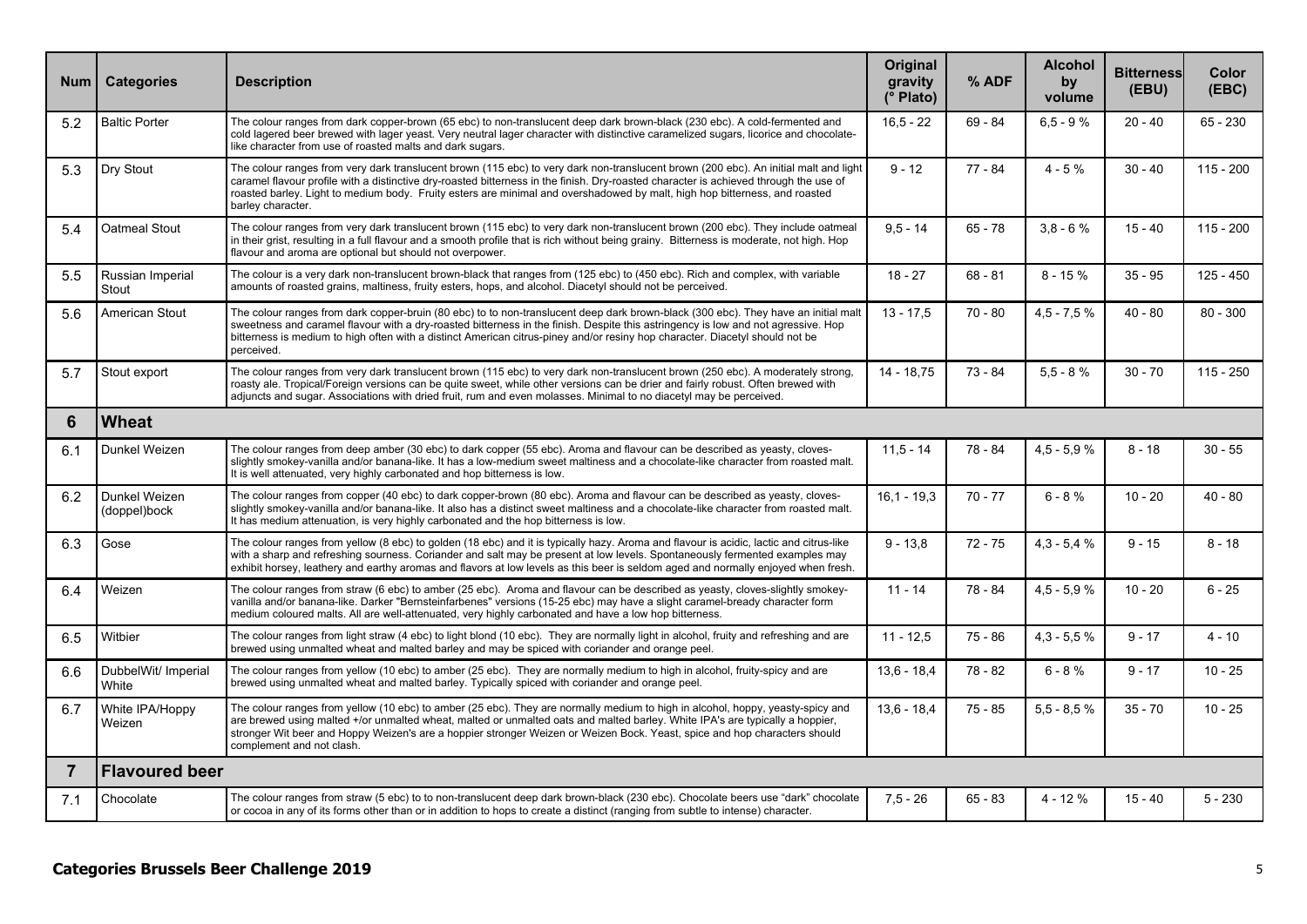| Num | Categories | Description | Original gravity (° Plato) | % ADF | Alcohol by volume | Bitterness (EBU) | Color (EBC) |
|---|---|---|---|---|---|---|---|
| 5.2 | Baltic Porter | The colour ranges from dark copper-brown (65 ebc) to non-translucent deep dark brown-black (230 ebc). A cold-fermented and cold lagered beer brewed with lager yeast. Very neutral lager character with distinctive caramelized sugars, licorice and chocolate-like character from use of roasted malts and dark sugars. | 16,5 - 22 | 69 - 84 | 6,5 - 9 % | 20 - 40 | 65 - 230 |
| 5.3 | Dry Stout | The colour ranges from very dark translucent brown (115 ebc) to very dark non-translucent brown (200 ebc). An initial malt and light caramel flavour profile with a distinctive dry-roasted bitterness in the finish. Dry-roasted character is achieved through the use of roasted barley. Light to medium body. Fruity esters are minimal and overshadowed by malt, high hop bitterness, and roasted barley character. | 9 - 12 | 77 - 84 | 4 - 5 % | 30 - 40 | 115 - 200 |
| 5.4 | Oatmeal Stout | The colour ranges from very dark translucent brown (115 ebc) to very dark non-translucent brown (200 ebc). They include oatmeal in their grist, resulting in a full flavour and a smooth profile that is rich without being grainy. Bitterness is moderate, not high. Hop flavour and aroma are optional but should not overpower. | 9,5 - 14 | 65 - 78 | 3,8 - 6 % | 15 - 40 | 115 - 200 |
| 5.5 | Russian Imperial Stout | The colour is a very dark non-translucent brown-black that ranges from (125 ebc) to (450 ebc). Rich and complex, with variable amounts of roasted grains, maltiness, fruity esters, hops, and alcohol. Diacetyl should not be perceived. | 18 - 27 | 68 - 81 | 8 - 15 % | 35 - 95 | 125 - 450 |
| 5.6 | American Stout | The colour ranges from dark copper-bruin (80 ebc) to to non-translucent deep dark brown-black (300 ebc). They have an initial malt sweetness and caramel flavour with a dry-roasted bitterness in the finish. Despite this astringency is low and not agressive. Hop bitterness is medium to high often with a distinct American citrus-piney and/or resiny hop character. Diacetyl should not be perceived. | 13 - 17,5 | 70 - 80 | 4,5 - 7,5 % | 40 - 80 | 80 - 300 |
| 5.7 | Stout export | The colour ranges from very dark translucent brown (115 ebc) to very dark non-translucent brown (250 ebc). A moderately strong, roasty ale. Tropical/Foreign versions can be quite sweet, while other versions can be drier and fairly robust. Often brewed with adjuncts and sugar. Associations with dried fruit, rum and even molasses. Minimal to no diacetyl may be perceived. | 14 - 18,75 | 73 - 84 | 5,5 - 8 % | 30 - 70 | 115 - 250 |
| **6** | **Wheat** | | | | | | |
| 6.1 | Dunkel Weizen | The colour ranges from deep amber (30 ebc) to dark copper (55 ebc). Aroma and flavour can be described as yeasty, cloves-slightly smokey-vanilla and/or banana-like. It has a low-medium sweet maltiness and a chocolate-like character from roasted malt. It is well attenuated, very highly carbonated and hop bitterness is low. | 11,5 - 14 | 78 - 84 | 4,5 - 5,9 % | 8 - 18 | 30 - 55 |
| 6.2 | Dunkel Weizen (doppel)bock | The colour ranges from copper (40 ebc) to dark copper-brown (80 ebc). Aroma and flavour can be described as yeasty, cloves-slightly smokey-vanilla and/or banana-like. It also has a distinct sweet maltiness and a chocolate-like character from roasted malt. It has medium attenuation, is very highly carbonated and the hop bitterness is low. | 16,1 - 19,3 | 70 - 77 | 6 - 8 % | 10 - 20 | 40 - 80 |
| 6.3 | Gose | The colour ranges from yellow (8 ebc) to golden (18 ebc) and it is typically hazy. Aroma and flavour is acidic, lactic and citrus-like with a sharp and refreshing sourness. Coriander and salt may be present at low levels. Spontaneously fermented examples may exhibit horsey, leathery and earthy aromas and flavors at low levels as this beer is seldom aged and normally enjoyed when fresh. | 9 - 13,8 | 72 - 75 | 4,3 - 5,4 % | 9 - 15 | 8 - 18 |
| 6.4 | Weizen | The colour ranges from straw (6 ebc) to amber (25 ebc). Aroma and flavour can be described as yeasty, cloves-slightly smokey-vanilla and/or banana-like. Darker "Bernsteinfarbenes" versions (15-25 ebc) may have a slight caramel-bready character form medium coloured malts. All are well-attenuated, very highly carbonated and have a low hop bitterness. | 11 - 14 | 78 - 84 | 4,5 - 5,9 % | 10 - 20 | 6 - 25 |
| 6.5 | Witbier | The colour ranges from light straw (4 ebc) to light blond (10 ebc). They are normally light in alcohol, fruity and refreshing and are brewed using unmalted wheat and malted barley and may be spiced with coriander and orange peel. | 11 - 12,5 | 75 - 86 | 4,3 - 5,5 % | 9 - 17 | 4 - 10 |
| 6.6 | DubbelWit/ Imperial White | The colour ranges from yellow (10 ebc) to amber (25 ebc). They are normally medium to high in alcohol, fruity-spicy and are brewed using unmalted wheat and malted barley. Typically spiced with coriander and orange peel. | 13,6 - 18,4 | 78 - 82 | 6 - 8 % | 9 - 17 | 10 - 25 |
| 6.7 | White IPA/Hoppy Weizen | The colour ranges from yellow (10 ebc) to amber (25 ebc). They are normally medium to high in alcohol, hoppy, yeasty-spicy and are brewed using malted +/or unmalted wheat, malted or unmalted oats and malted barley. White IPA's are typically a hoppier, stronger Wit beer and Hoppy Weizen's are a hoppier stronger Weizen or Weizen Bock. Yeast, spice and hop characters should complement and not clash. | 13,6 - 18,4 | 75 - 85 | 5,5 - 8,5 % | 35 - 70 | 10 - 25 |
| **7** | **Flavoured beer** | | | | | | |
| 7.1 | Chocolate | The colour ranges from straw (5 ebc) to to non-translucent deep dark brown-black (230 ebc). Chocolate beers use "dark" chocolate or cocoa in any of its forms other than or in addition to hops to create a distinct (ranging from subtle to intense) character. | 7,5 - 26 | 65 - 83 | 4 - 12 % | 15 - 40 | 5 - 230 |

**Categories Brussels Beer Challenge 2019**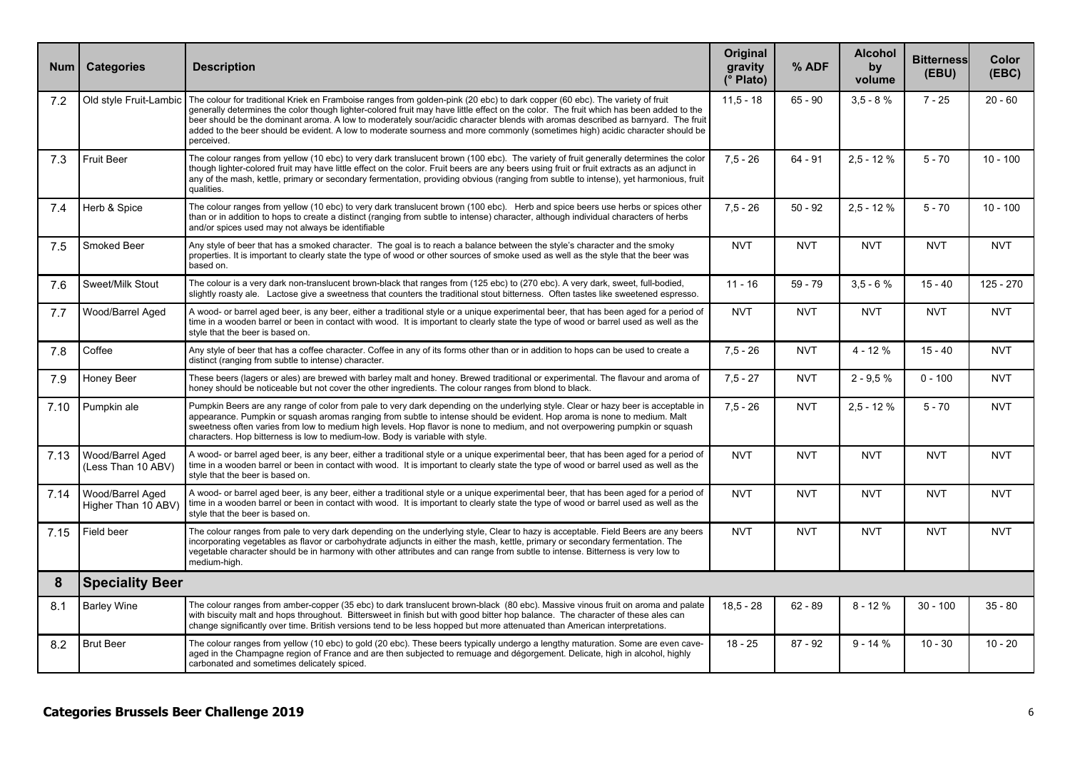| Num | Categories | Description | Original gravity (° Plato) | % ADF | Alcohol by volume | Bitterness (EBU) | Color (EBC) |
|---|---|---|---|---|---|---|---|
| 7.2 | Old style Fruit-Lambic | The colour for traditional Kriek en Framboise ranges from golden-pink (20 ebc) to dark copper (60 ebc). The variety of fruit generally determines the color though lighter-colored fruit may have little effect on the color. The fruit which has been added to the beer should be the dominant aroma. A low to moderately sour/acidic character blends with aromas described as barnyard. The fruit added to the beer should be evident. A low to moderate sourness and more commonly (sometimes high) acidic character should be perceived. | 11,5 - 18 | 65 - 90 | 3,5 - 8 % | 7 - 25 | 20 - 60 |
| 7.3 | Fruit Beer | The colour ranges from yellow (10 ebc) to very dark translucent brown (100 ebc). The variety of fruit generally determines the color though lighter-colored fruit may have little effect on the color. Fruit beers are any beers using fruit or fruit extracts as an adjunct in any of the mash, kettle, primary or secondary fermentation, providing obvious (ranging from subtle to intense), yet harmonious, fruit qualities. | 7,5 - 26 | 64 - 91 | 2,5 - 12 % | 5 - 70 | 10 - 100 |
| 7.4 | Herb & Spice | The colour ranges from yellow (10 ebc) to very dark translucent brown (100 ebc). Herb and spice beers use herbs or spices other than or in addition to hops to create a distinct (ranging from subtle to intense) character, although individual characters of herbs and/or spices used may not always be identifiable | 7,5 - 26 | 50 - 92 | 2,5 - 12 % | 5 - 70 | 10 - 100 |
| 7.5 | Smoked Beer | Any style of beer that has a smoked character. The goal is to reach a balance between the style's character and the smoky properties. It is important to clearly state the type of wood or other sources of smoke used as well as the style that the beer was based on. | NVT | NVT | NVT | NVT | NVT |
| 7.6 | Sweet/Milk Stout | The colour is a very dark non-translucent brown-black that ranges from (125 ebc) to (270 ebc). A very dark, sweet, full-bodied, slightly roasty ale. Lactose give a sweetness that counters the traditional stout bitterness. Often tastes like sweetened espresso. | 11 - 16 | 59 - 79 | 3,5 - 6 % | 15 - 40 | 125 - 270 |
| 7.7 | Wood/Barrel Aged | A wood- or barrel aged beer, is any beer, either a traditional style or a unique experimental beer, that has been aged for a period of time in a wooden barrel or been in contact with wood. It is important to clearly state the type of wood or barrel used as well as the style that the beer is based on. | NVT | NVT | NVT | NVT | NVT |
| 7.8 | Coffee | Any style of beer that has a coffee character. Coffee in any of its forms other than or in addition to hops can be used to create a distinct (ranging from subtle to intense) character. | 7,5 - 26 | NVT | 4 - 12 % | 15 - 40 | NVT |
| 7.9 | Honey Beer | These beers (lagers or ales) are brewed with barley malt and honey. Brewed traditional or experimental. The flavour and aroma of honey should be noticeable but not cover the other ingredients. The colour ranges from blond to black. | 7,5 - 27 | NVT | 2 - 9,5 % | 0 - 100 | NVT |
| 7.10 | Pumpkin ale | Pumpkin Beers are any range of color from pale to very dark depending on the underlying style. Clear or hazy beer is acceptable in appearance. Pumpkin or squash aromas ranging from subtle to intense should be evident. Hop aroma is none to medium. Malt sweetness often varies from low to medium high levels. Hop flavor is none to medium, and not overpowering pumpkin or squash characters. Hop bitterness is low to medium-low. Body is variable with style. | 7,5 - 26 | NVT | 2,5 - 12 % | 5 - 70 | NVT |
| 7.13 | Wood/Barrel Aged (Less Than 10 ABV) | A wood- or barrel aged beer, is any beer, either a traditional style or a unique experimental beer, that has been aged for a period of time in a wooden barrel or been in contact with wood. It is important to clearly state the type of wood or barrel used as well as the style that the beer is based on. | NVT | NVT | NVT | NVT | NVT |
| 7.14 | Wood/Barrel Aged Higher Than 10 ABV) | A wood- or barrel aged beer, is any beer, either a traditional style or a unique experimental beer, that has been aged for a period of time in a wooden barrel or been in contact with wood. It is important to clearly state the type of wood or barrel used as well as the style that the beer is based on. | NVT | NVT | NVT | NVT | NVT |
| 7.15 | Field beer | The colour ranges from pale to very dark depending on the underlying style, Clear to hazy is acceptable. Field Beers are any beers incorporating vegetables as flavor or carbohydrate adjuncts in either the mash, kettle, primary or secondary fermentation. The vegetable character should be in harmony with other attributes and can range from subtle to intense. Bitterness is very low to medium-high. | NVT | NVT | NVT | NVT | NVT |
| **8** | **Speciality Beer** | | | | | | |
| 8.1 | Barley Wine | The colour ranges from amber-copper (35 ebc) to dark translucent brown-black (80 ebc). Massive vinous fruit on aroma and palate with biscuity malt and hops throughout. Bittersweet in finish but with good bitter hop balance. The character of these ales can change significantly over time. British versions tend to be less hopped but more attenuated than American interpretations. | 18,5 - 28 | 62 - 89 | 8 - 12 % | 30 - 100 | 35 - 80 |
| 8.2 | Brut Beer | The colour ranges from yellow (10 ebc) to gold (20 ebc). These beers typically undergo a lengthy maturation. Some are even cave-aged in the Champagne region of France and are then subjected to remuage and dégorgement. Delicate, high in alcohol, highly carbonated and sometimes delicately spiced. | 18 - 25 | 87 - 92 | 9 - 14 % | 10 - 30 | 10 - 20 |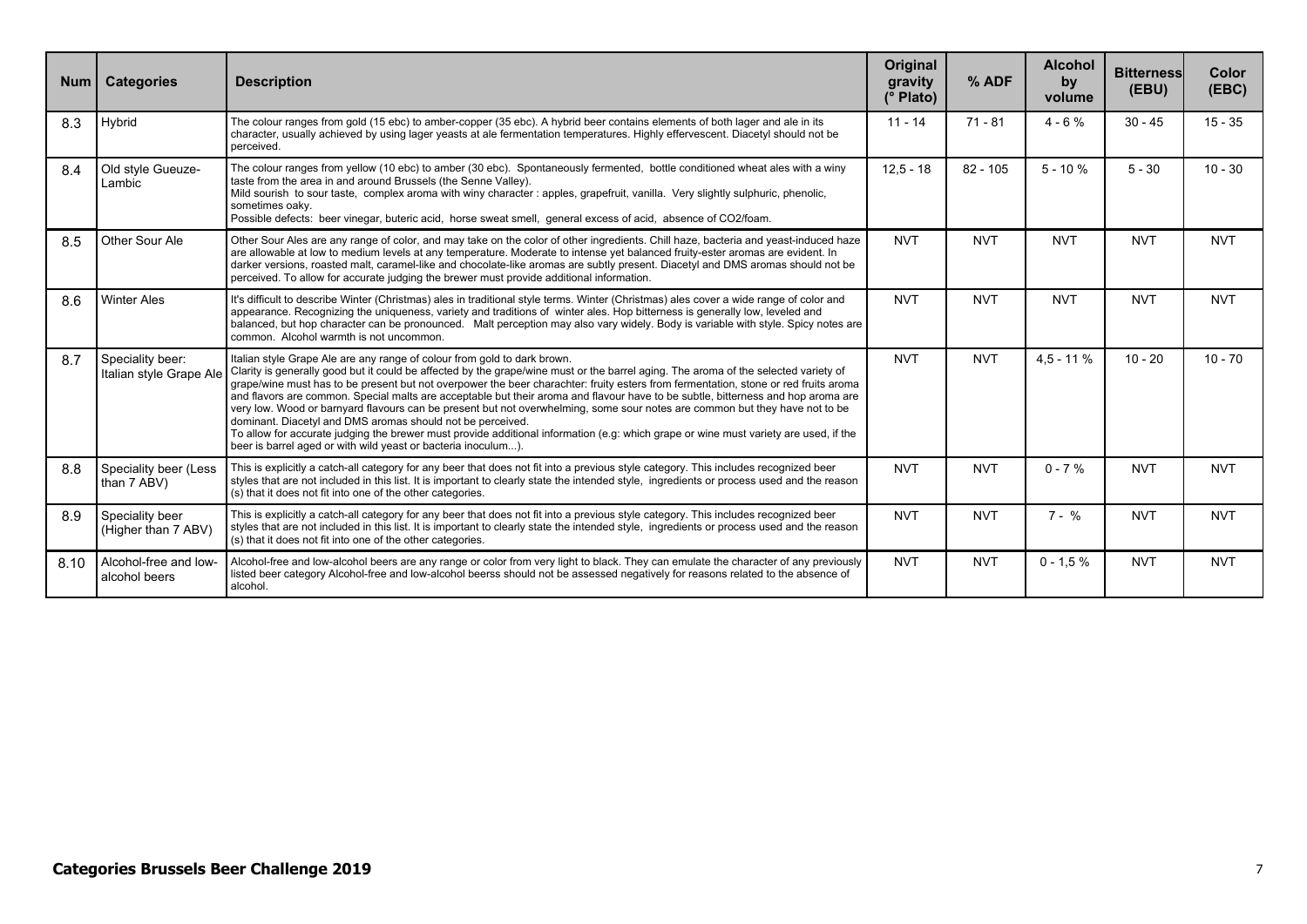| Num | Categories | Description | Original gravity (° Plato) | % ADF | Alcohol by volume | Bitterness (EBU) | Color (EBC) |
|---|---|---|---|---|---|---|---|
| 8.3 | Hybrid | The colour ranges from gold (15 ebc) to amber-copper (35 ebc). A hybrid beer contains elements of both lager and ale in its character, usually achieved by using lager yeasts at ale fermentation temperatures. Highly effervescent. Diacetyl should not be perceived. | 11 - 14 | 71 - 81 | 4 - 6 % | 30 - 45 | 15 - 35 |
| 8.4 | Old style Gueuze-Lambic | The colour ranges from yellow (10 ebc) to amber (30 ebc). Spontaneously fermented, bottle conditioned wheat ales with a winy taste from the area in and around Brussels (the Senne Valley). Mild sourish to sour taste, complex aroma with winy character : apples, grapefruit, vanilla. Very slightly sulphuric, phenolic, sometimes oaky. Possible defects: beer vinegar, buteric acid, horse sweat smell, general excess of acid, absence of CO2/foam. | 12,5 - 18 | 82 - 105 | 5 - 10 % | 5 - 30 | 10 - 30 |
| 8.5 | Other Sour Ale | Other Sour Ales are any range of color, and may take on the color of other ingredients. Chill haze, bacteria and yeast-induced haze are allowable at low to medium levels at any temperature. Moderate to intense yet balanced fruity-ester aromas are evident. In darker versions, roasted malt, caramel-like and chocolate-like aromas are subtly present. Diacetyl and DMS aromas should not be perceived. To allow for accurate judging the brewer must provide additional information. | NVT | NVT | NVT | NVT | NVT |
| 8.6 | Winter Ales | It's difficult to describe Winter (Christmas) ales in traditional style terms. Winter (Christmas) ales cover a wide range of color and appearance. Recognizing the uniqueness, variety and traditions of winter ales. Hop bitterness is generally low, leveled and balanced, but hop character can be pronounced. Malt perception may also vary widely. Body is variable with style. Spicy notes are common. Alcohol warmth is not uncommon. | NVT | NVT | NVT | NVT | NVT |
| 8.7 | Speciality beer: Italian style Grape Ale | Italian style Grape Ale are any range of colour from gold to dark brown. Clarity is generally good but it could be affected by the grape/wine must or the barrel aging. The aroma of the selected variety of grape/wine must has to be present but not overpower the beer charachter: fruity esters from fermentation, stone or red fruits aroma and flavors are common. Special malts are acceptable but their aroma and flavour have to be subtle, bitterness and hop aroma are very low. Wood or barnyard flavours can be present but not overwhelming, some sour notes are common but they have not to be dominant. Diacetyl and DMS aromas should not be perceived. To allow for accurate judging the brewer must provide additional information (e.g: which grape or wine must variety are used, if the beer is barrel aged or with wild yeast or bacteria inoculum...). | NVT | NVT | 4,5 - 11 % | 10 - 20 | 10 - 70 |
| 8.8 | Speciality beer (Less than 7 ABV) | This is explicitly a catch-all category for any beer that does not fit into a previous style category. This includes recognized beer styles that are not included in this list. It is important to clearly state the intended style, ingredients or process used and the reason (s) that it does not fit into one of the other categories. | NVT | NVT | 0 - 7 % | NVT | NVT |
| 8.9 | Speciality beer (Higher than 7 ABV) | This is explicitly a catch-all category for any beer that does not fit into a previous style category. This includes recognized beer styles that are not included in this list. It is important to clearly state the intended style, ingredients or process used and the reason (s) that it does not fit into one of the other categories. | NVT | NVT | 7 - % | NVT | NVT |
| 8.10 | Alcohol-free and low-alcohol beers | Alcohol-free and low-alcohol beers are any range or color from very light to black. They can emulate the character of any previously listed beer category Alcohol-free and low-alcohol beerss should not be assessed negatively for reasons related to the absence of alcohol. | NVT | NVT | 0 - 1,5 % | NVT | NVT |